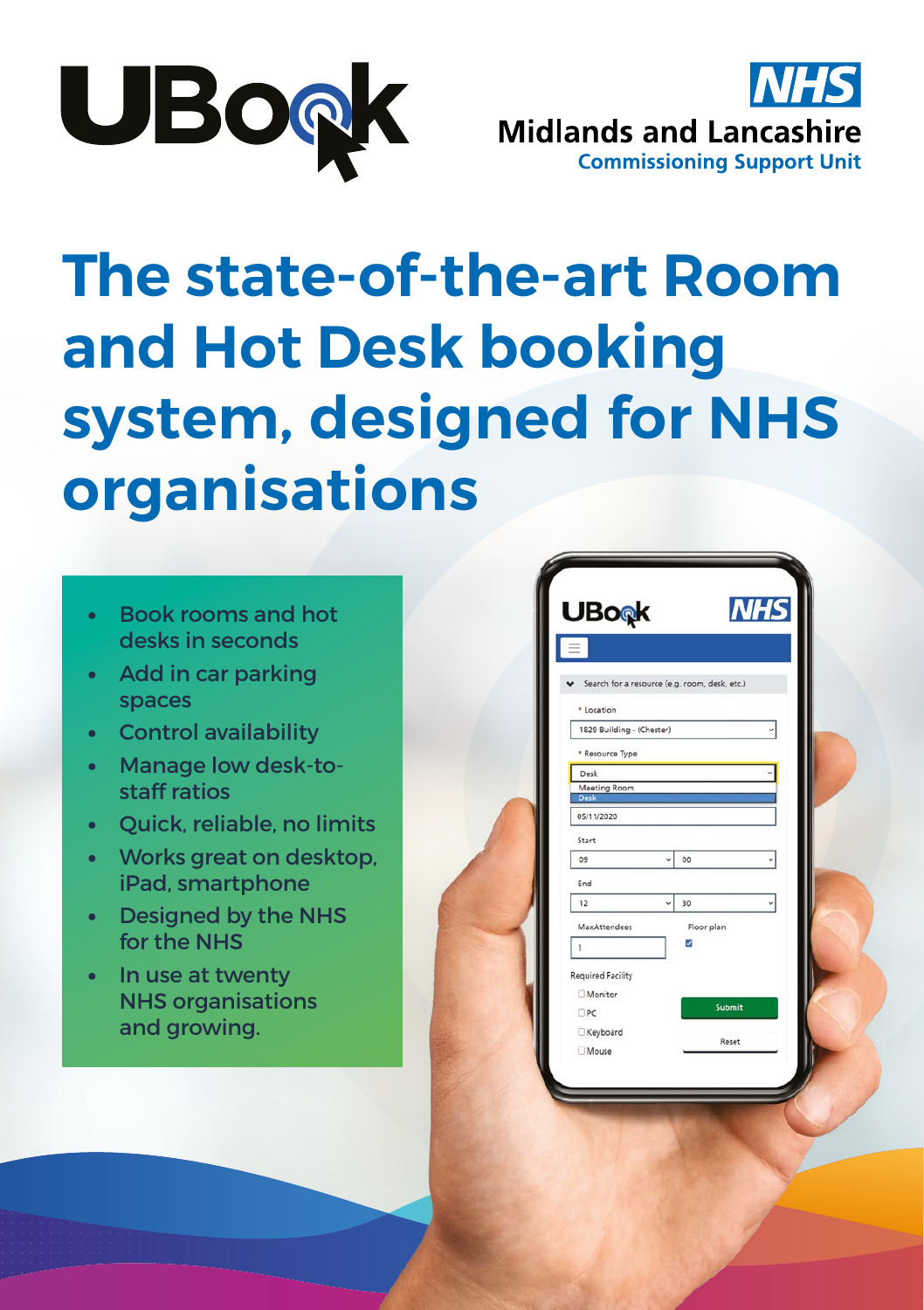UBook

NHS Midlands and Lancashire Commissioning Support Unit

# The state-of-the-art Room and Hot Desk booking system, designed for NHS organisations

- Book rooms and hot desks in seconds
- Add in car parking spaces
- Control availability
- Manage low desk-to-staff ratios
- Quick, reliable, no limits
- Works great on desktop, iPad, smartphone
- Designed by the NHS for the NHS
- In use at twenty NHS organisations and growing.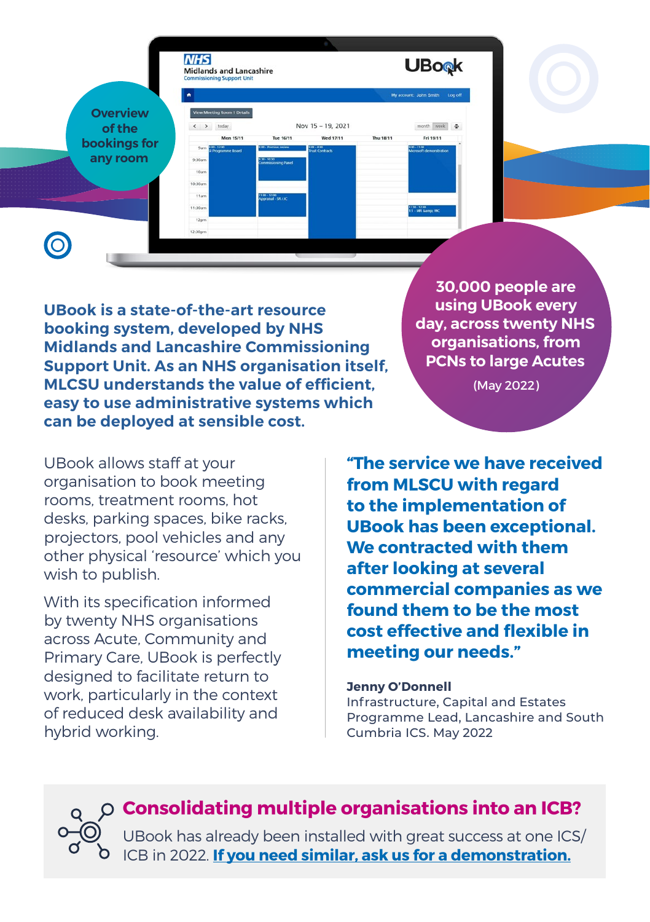Overview of the bookings for any room

**UBook is a state-of-the-art resource booking system, developed by NHS Midlands and Lancashire Commissioning Support Unit. As an NHS organisation itself, MLCSU understands the value of efficient, easy to use administrative systems which can be deployed at sensible cost.**

**30,000 people are using UBook every day, across twenty NHS organisations, from PCNs to large Acutes**

(May 2022)

UBook allows staff at your organisation to book meeting rooms, treatment rooms, hot desks, parking spaces, bike racks, projectors, pool vehicles and any other physical 'resource' which you wish to publish.

With its specification informed by twenty NHS organisations across Acute, Community and Primary Care, UBook is perfectly designed to facilitate return to work, particularly in the context of reduced desk availability and hybrid working.

**"The service we have received from MLSCU with regard to the implementation of UBook has been exceptional. We contracted with them after looking at several commercial companies as we found them to be the most cost effective and flexible in meeting our needs."**

**Jenny O'Donnell**
Infrastructure, Capital and Estates Programme Lead, Lancashire and South Cumbria ICS. May 2022

## Consolidating multiple organisations into an ICB?

UBook has already been installed with great success at one ICS/ICB in 2022. **If you need similar, ask us for a demonstration.**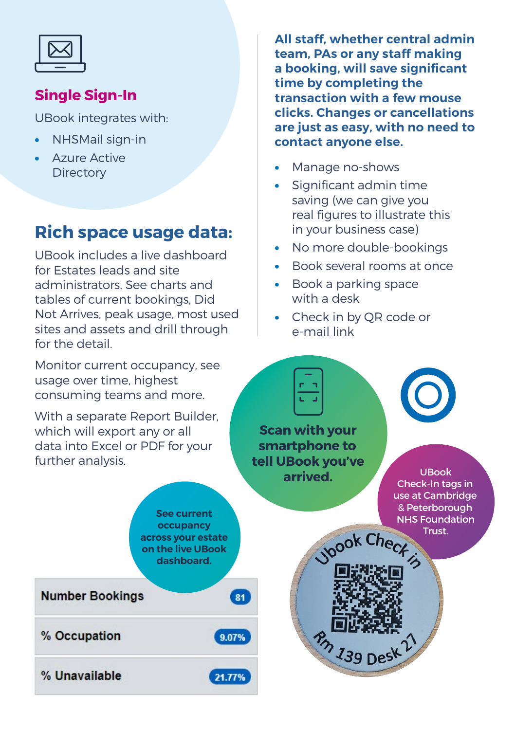## Single Sign-In

UBook integrates with:

- NHSMail sign-in
- Azure Active Directory

## Rich space usage data:

UBook includes a live dashboard for Estates leads and site administrators. See charts and tables of current bookings, Did Not Arrives, peak usage, most used sites and assets and drill through for the detail.

Monitor current occupancy, see usage over time, highest consuming teams and more.

With a separate Report Builder, which will export any or all data into Excel or PDF for your further analysis.

**All staff, whether central admin team, PAs or any staff making a booking, will save significant time by completing the transaction with a few mouse clicks. Changes or cancellations are just as easy, with no need to contact anyone else.**

- Manage no-shows
- Significant admin time saving (we can give you real figures to illustrate this in your business case)
- No more double-bookings
- Book several rooms at once
- Book a parking space with a desk
- Check in by QR code or e-mail link

**Scan with your smartphone to tell UBook you've arrived.**

UBook Check-In tags in use at Cambridge & Peterborough NHS Foundation Trust.

Ubook Check in

Rm 139 Desk 27

**See current occupancy across your estate on the live UBook dashboard.**

| | |
|---|---|
| Number Bookings | 81 |
| % Occupation | 9.07% |
| % Unavailable | 21.77% |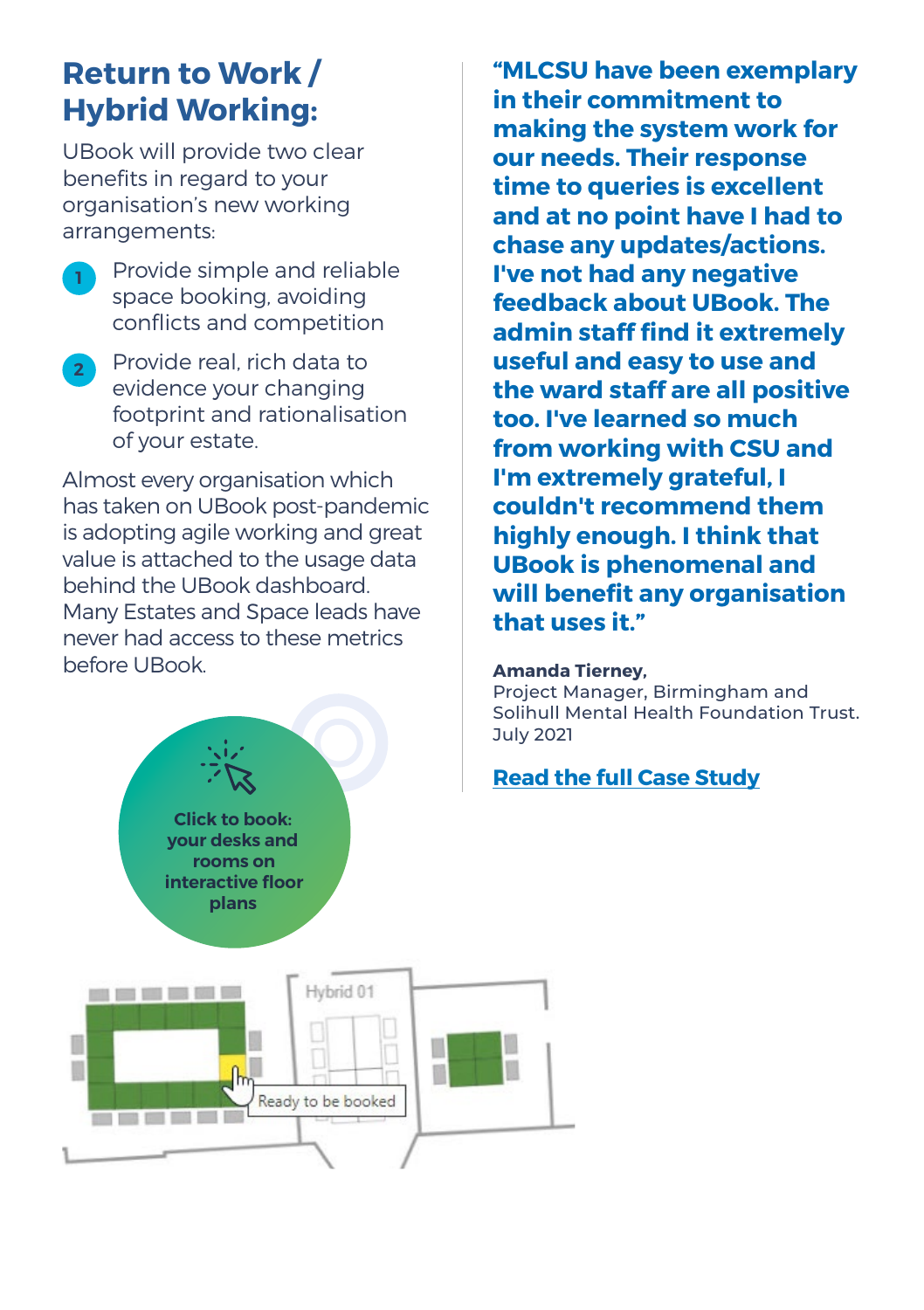## Return to Work / Hybrid Working:

UBook will provide two clear benefits in regard to your organisation's new working arrangements:

1. Provide simple and reliable space booking, avoiding conflicts and competition
2. Provide real, rich data to evidence your changing footprint and rationalisation of your estate.

Almost every organisation which has taken on UBook post-pandemic is adopting agile working and great value is attached to the usage data behind the UBook dashboard. Many Estates and Space leads have never had access to these metrics before UBook.

**Click to book: your desks and rooms on interactive floor plans**

Hybrid 01

Ready to be booked

**"MLCSU have been exemplary in their commitment to making the system work for our needs. Their response time to queries is excellent and at no point have I had to chase any updates/actions. I've not had any negative feedback about UBook. The admin staff find it extremely useful and easy to use and the ward staff are all positive too. I've learned so much from working with CSU and I'm extremely grateful, I couldn't recommend them highly enough. I think that UBook is phenomenal and will benefit any organisation that uses it."**

**Amanda Tierney,**
Project Manager, Birmingham and Solihull Mental Health Foundation Trust.
July 2021

**Read the full Case Study**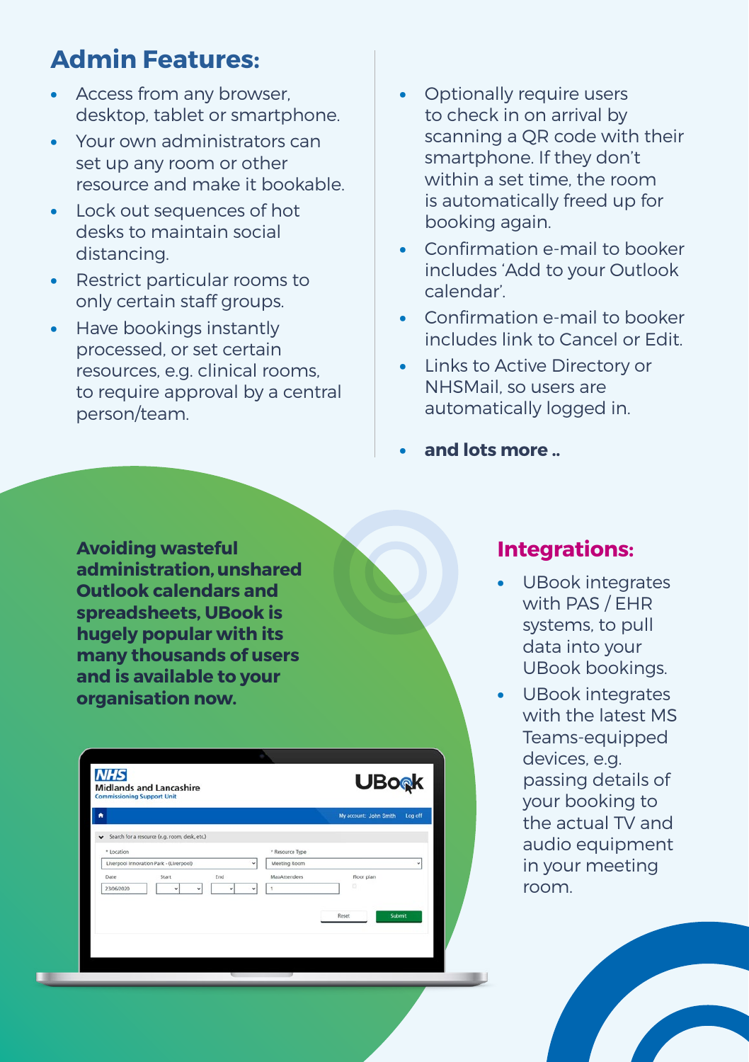## Admin Features:

- Access from any browser, desktop, tablet or smartphone.
- Your own administrators can set up any room or other resource and make it bookable.
- Lock out sequences of hot desks to maintain social distancing.
- Restrict particular rooms to only certain staff groups.
- Have bookings instantly processed, or set certain resources, e.g. clinical rooms, to require approval by a central person/team.
- Optionally require users to check in on arrival by scanning a QR code with their smartphone. If they don't within a set time, the room is automatically freed up for booking again.
- Confirmation e-mail to booker includes 'Add to your Outlook calendar'.
- Confirmation e-mail to booker includes link to Cancel or Edit.
- Links to Active Directory or NHSMail, so users are automatically logged in.
- **and lots more ..**

**Avoiding wasteful administration, unshared Outlook calendars and spreadsheets, UBook is hugely popular with its many thousands of users and is available to your organisation now.**

## Integrations:

- UBook integrates with PAS / EHR systems, to pull data into your UBook bookings.
- UBook integrates with the latest MS Teams-equipped devices, e.g. passing details of your booking to the actual TV and audio equipment in your meeting room.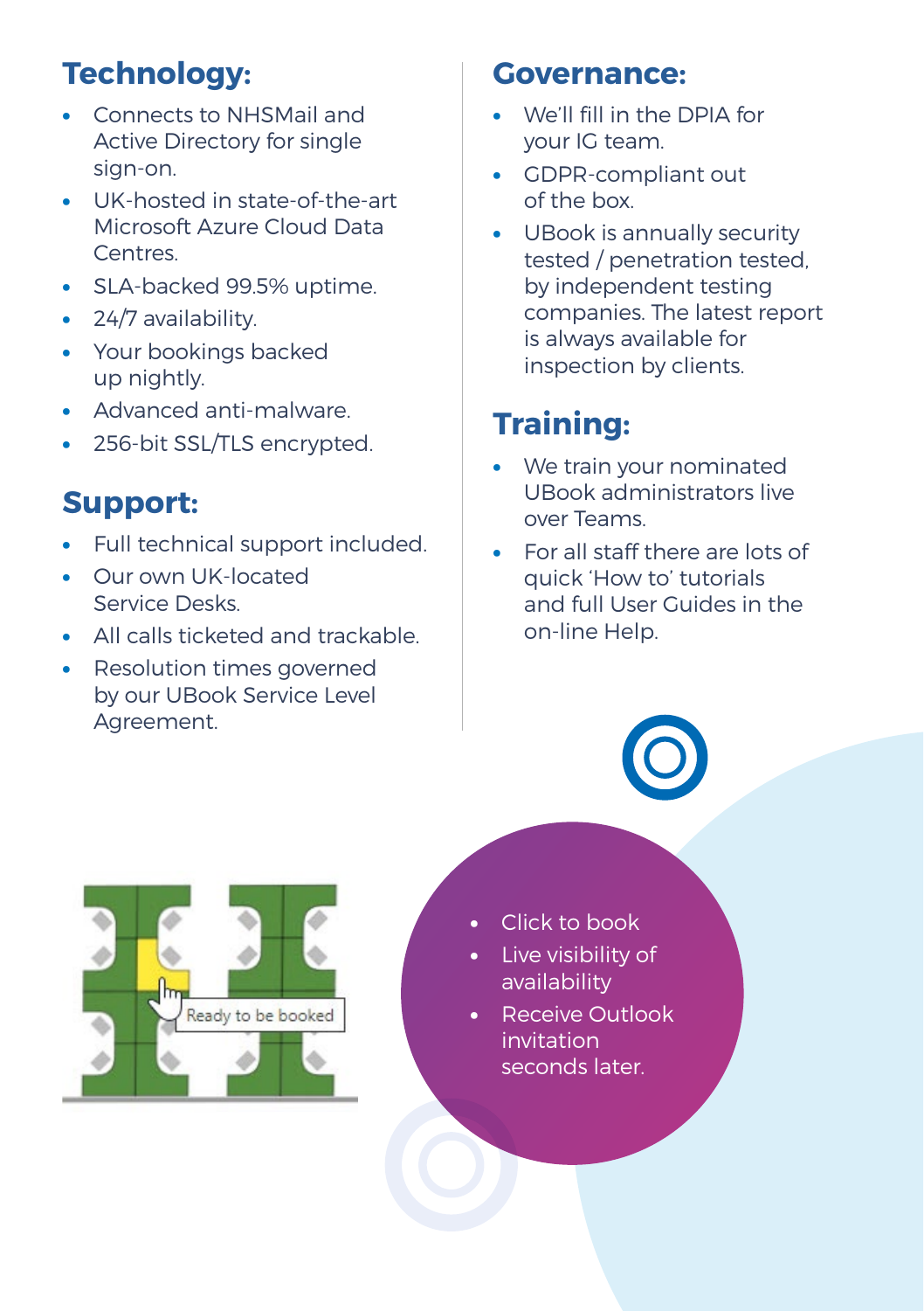## Technology:

- Connects to NHSMail and Active Directory for single sign-on.
- UK-hosted in state-of-the-art Microsoft Azure Cloud Data Centres.
- SLA-backed 99.5% uptime.
- 24/7 availability.
- Your bookings backed up nightly.
- Advanced anti-malware.
- 256-bit SSL/TLS encrypted.

## Support:

- Full technical support included.
- Our own UK-located Service Desks.
- All calls ticketed and trackable.
- Resolution times governed by our UBook Service Level Agreement.

## Governance:

- We'll fill in the DPIA for your IG team.
- GDPR-compliant out of the box.
- UBook is annually security tested / penetration tested, by independent testing companies. The latest report is always available for inspection by clients.

## Training:

- We train your nominated UBook administrators live over Teams.
- For all staff there are lots of quick 'How to' tutorials and full User Guides in the on-line Help.

Ready to be booked

- Click to book
- Live visibility of availability
- Receive Outlook invitation seconds later.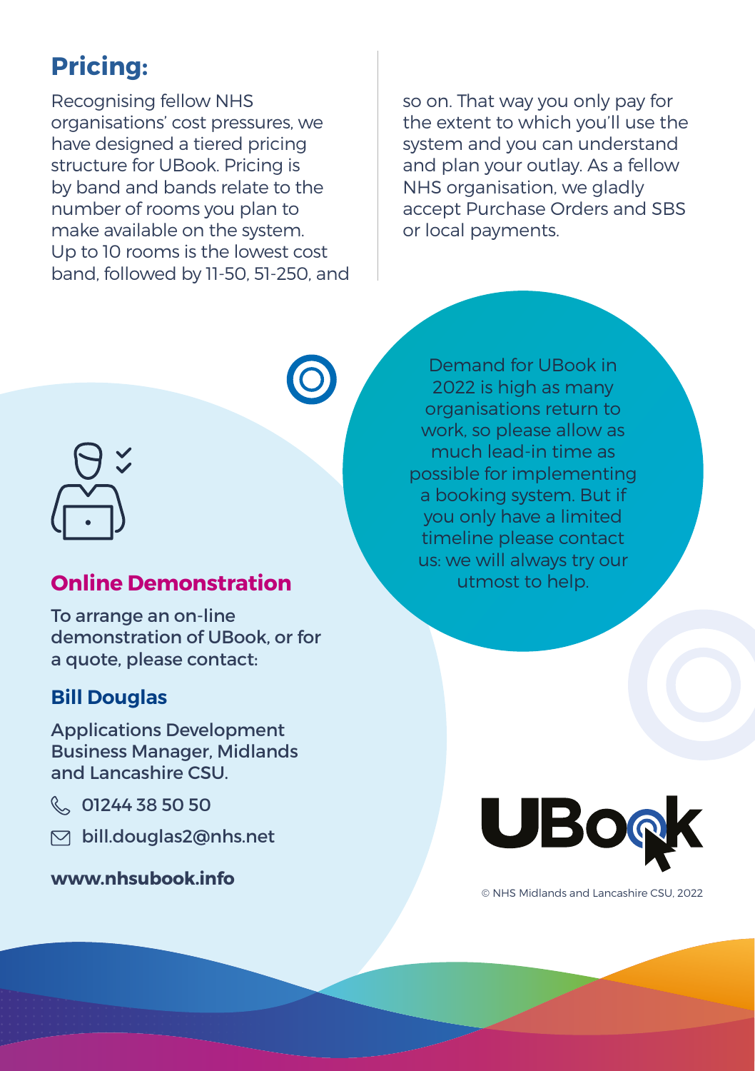## Pricing:

Recognising fellow NHS organisations' cost pressures, we have designed a tiered pricing structure for UBook. Pricing is by band and bands relate to the number of rooms you plan to make available on the system. Up to 10 rooms is the lowest cost band, followed by 11-50, 51-250, and so on. That way you only pay for the extent to which you'll use the system and you can understand and plan your outlay. As a fellow NHS organisation, we gladly accept Purchase Orders and SBS or local payments.

Demand for UBook in 2022 is high as many organisations return to work, so please allow as much lead-in time as possible for implementing a booking system. But if you only have a limited timeline please contact us: we will always try our utmost to help.

## Online Demonstration

To arrange an on-line demonstration of UBook, or for a quote, please contact:

### Bill Douglas

Applications Development Business Manager, Midlands and Lancashire CSU.

01244 38 50 50

bill.douglas2@nhs.net

**www.nhsubook.info**

UBook

© NHS Midlands and Lancashire CSU, 2022